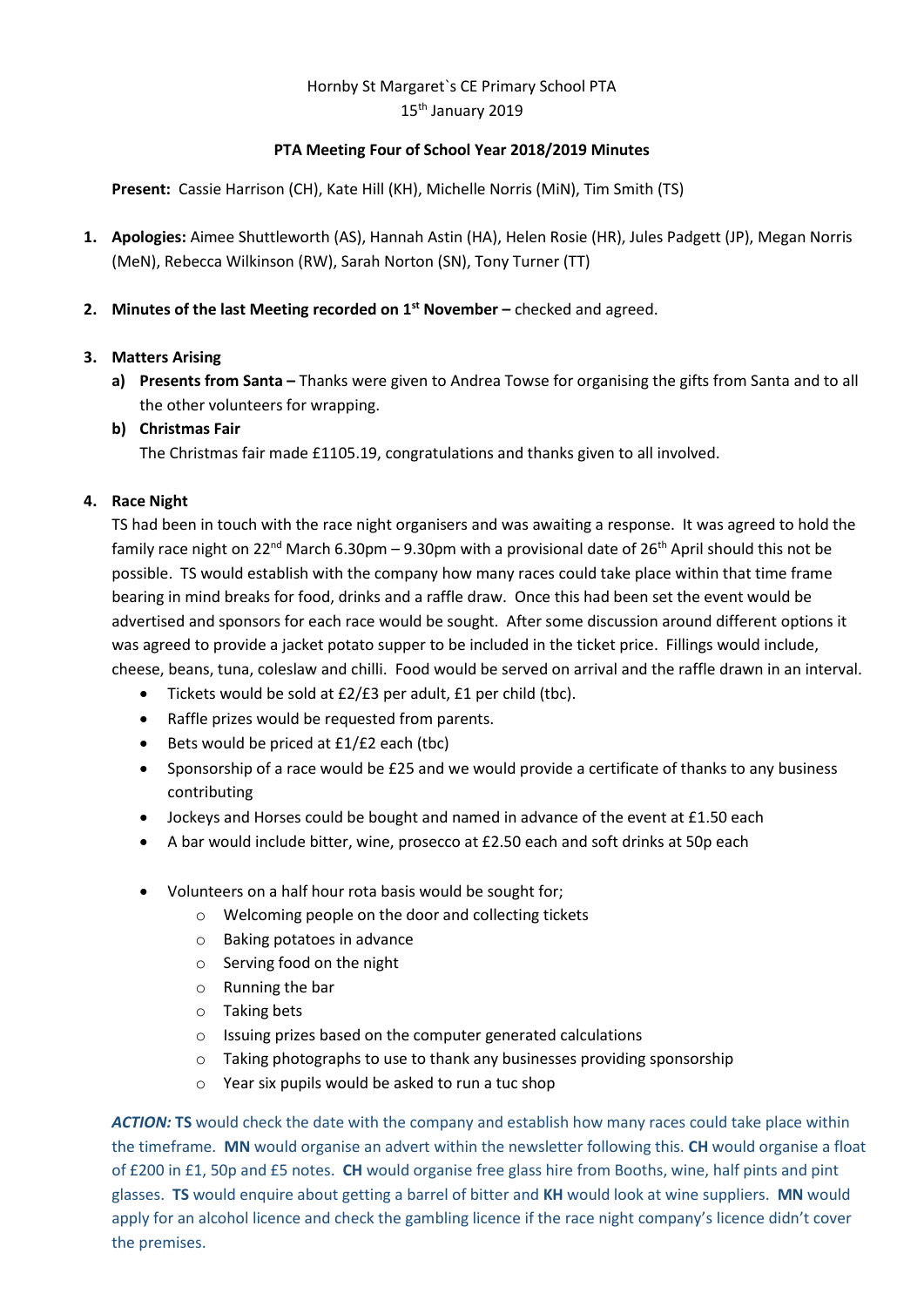Hornby St Margaret`s CE Primary School PTA
15th January 2019

**PTA Meeting Four of School Year 2018/2019 Minutes**

**Present:** Cassie Harrison (CH), Kate Hill (KH), Michelle Norris (MiN), Tim Smith (TS)

1. **Apologies:** Aimee Shuttleworth (AS), Hannah Astin (HA), Helen Rosie (HR), Jules Padgett (JP), Megan Norris (MeN), Rebecca Wilkinson (RW), Sarah Norton (SN), Tony Turner (TT)

2. **Minutes of the last Meeting recorded on 1st November –** checked and agreed.

3. **Matters Arising**

   a) **Presents from Santa –** Thanks were given to Andrea Towse for organising the gifts from Santa and to all the other volunteers for wrapping.

   b) **Christmas Fair**
   The Christmas fair made £1105.19, congratulations and thanks given to all involved.

4. **Race Night**

   TS had been in touch with the race night organisers and was awaiting a response. It was agreed to hold the family race night on 22nd March 6.30pm – 9.30pm with a provisional date of 26th April should this not be possible. TS would establish with the company how many races could take place within that time frame bearing in mind breaks for food, drinks and a raffle draw. Once this had been set the event would be advertised and sponsors for each race would be sought. After some discussion around different options it was agreed to provide a jacket potato supper to be included in the ticket price. Fillings would include, cheese, beans, tuna, coleslaw and chilli. Food would be served on arrival and the raffle drawn in an interval.

   - Tickets would be sold at £2/£3 per adult, £1 per child (tbc).
   - Raffle prizes would be requested from parents.
   - Bets would be priced at £1/£2 each (tbc)
   - Sponsorship of a race would be £25 and we would provide a certificate of thanks to any business contributing
   - Jockeys and Horses could be bought and named in advance of the event at £1.50 each
   - A bar would include bitter, wine, prosecco at £2.50 each and soft drinks at 50p each

   - Volunteers on a half hour rota basis would be sought for;
     - Welcoming people on the door and collecting tickets
     - Baking potatoes in advance
     - Serving food on the night
     - Running the bar
     - Taking bets
     - Issuing prizes based on the computer generated calculations
     - Taking photographs to use to thank any businesses providing sponsorship
     - Year six pupils would be asked to run a tuc shop

   ***ACTION:*** **TS** would check the date with the company and establish how many races could take place within the timeframe. **MN** would organise an advert within the newsletter following this. **CH** would organise a float of £200 in £1, 50p and £5 notes. **CH** would organise free glass hire from Booths, wine, half pints and pint glasses. **TS** would enquire about getting a barrel of bitter and **KH** would look at wine suppliers. **MN** would apply for an alcohol licence and check the gambling licence if the race night company's licence didn't cover the premises.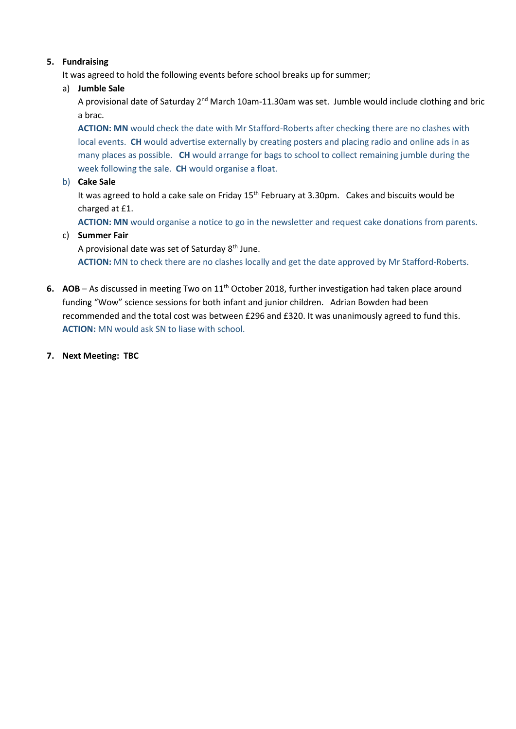5. **Fundraising**

   It was agreed to hold the following events before school breaks up for summer;

   a) **Jumble Sale**

      A provisional date of Saturday 2nd March 10am-11.30am was set. Jumble would include clothing and bric a brac.

      **ACTION: MN** would check the date with Mr Stafford-Roberts after checking there are no clashes with local events. **CH** would advertise externally by creating posters and placing radio and online ads in as many places as possible. **CH** would arrange for bags to school to collect remaining jumble during the week following the sale. **CH** would organise a float.

   b) **Cake Sale**

      It was agreed to hold a cake sale on Friday 15th February at 3.30pm. Cakes and biscuits would be charged at £1.

      **ACTION: MN** would organise a notice to go in the newsletter and request cake donations from parents.

   c) **Summer Fair**

      A provisional date was set of Saturday 8th June.

      **ACTION:** MN to check there are no clashes locally and get the date approved by Mr Stafford-Roberts.

6. **AOB** – As discussed in meeting Two on 11th October 2018, further investigation had taken place around funding "Wow" science sessions for both infant and junior children. Adrian Bowden had been recommended and the total cost was between £296 and £320. It was unanimously agreed to fund this.

   **ACTION:** MN would ask SN to liase with school.

7. **Next Meeting: TBC**